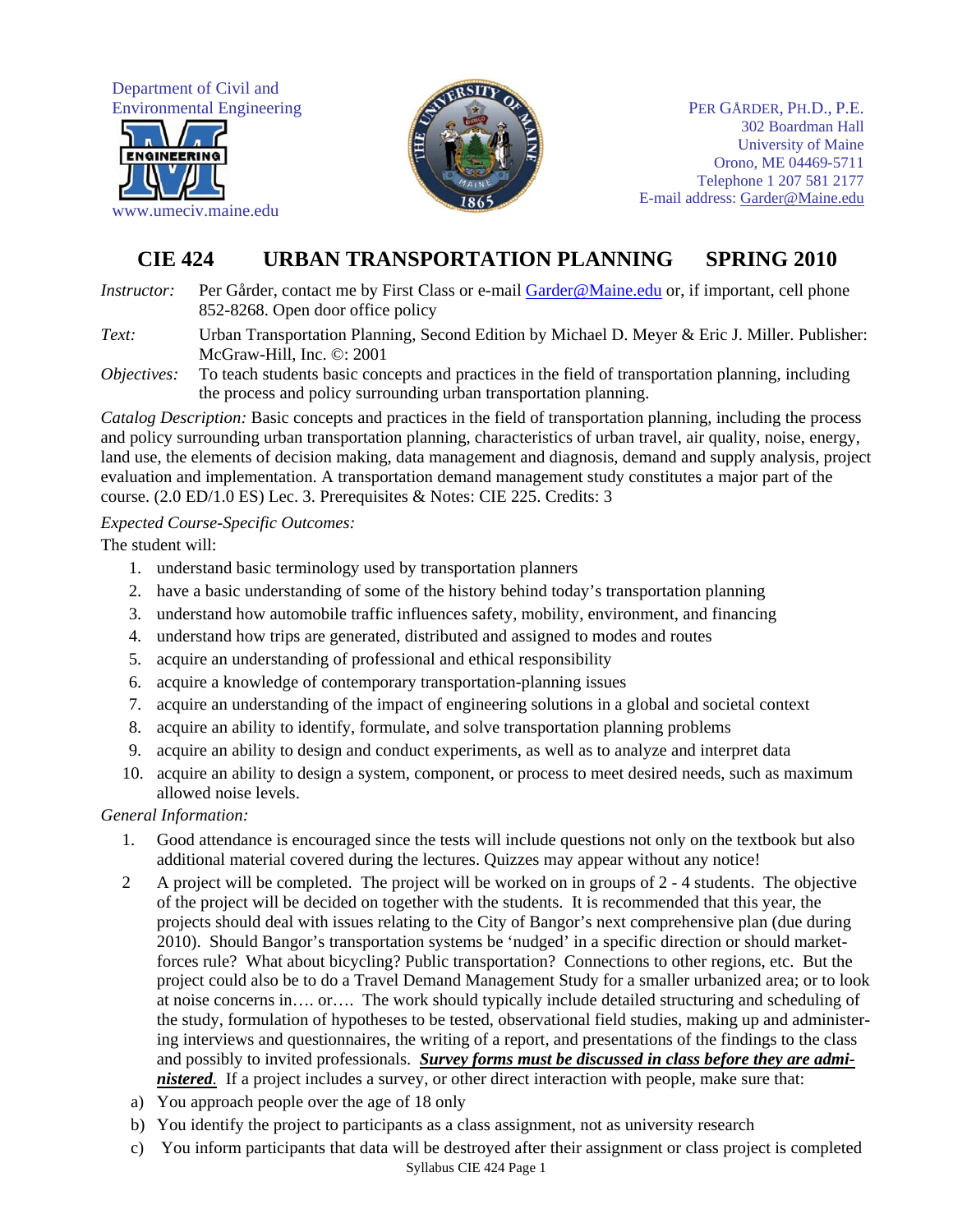Department of Civil and Environmental Engineering

www.umeciv.maine.edu

PER GÅRDER, PH.D., P.E.
302 Boardman Hall
University of Maine
Orono, ME 04469-5711
Telephone 1 207 581 2177
E-mail address: Garder@Maine.edu

# CIE 424 URBAN TRANSPORTATION PLANNING SPRING 2010

*Instructor:* Per Gårder, contact me by First Class or e-mail Garder@Maine.edu or, if important, cell phone 852-8268. Open door office policy

*Text:* Urban Transportation Planning, Second Edition by Michael D. Meyer & Eric J. Miller. Publisher: McGraw-Hill, Inc. ©: 2001

*Objectives:* To teach students basic concepts and practices in the field of transportation planning, including the process and policy surrounding urban transportation planning.

*Catalog Description:* Basic concepts and practices in the field of transportation planning, including the process and policy surrounding urban transportation planning, characteristics of urban travel, air quality, noise, energy, land use, the elements of decision making, data management and diagnosis, demand and supply analysis, project evaluation and implementation. A transportation demand management study constitutes a major part of the course. (2.0 ED/1.0 ES) Lec. 3. Prerequisites & Notes: CIE 225. Credits: 3

*Expected Course-Specific Outcomes:*

The student will:

1. understand basic terminology used by transportation planners
2. have a basic understanding of some of the history behind today's transportation planning
3. understand how automobile traffic influences safety, mobility, environment, and financing
4. understand how trips are generated, distributed and assigned to modes and routes
5. acquire an understanding of professional and ethical responsibility
6. acquire a knowledge of contemporary transportation-planning issues
7. acquire an understanding of the impact of engineering solutions in a global and societal context
8. acquire an ability to identify, formulate, and solve transportation planning problems
9. acquire an ability to design and conduct experiments, as well as to analyze and interpret data
10. acquire an ability to design a system, component, or process to meet desired needs, such as maximum allowed noise levels.

*General Information:*

1. Good attendance is encouraged since the tests will include questions not only on the textbook but also additional material covered during the lectures. Quizzes may appear without any notice!
2. A project will be completed. The project will be worked on in groups of 2 - 4 students. The objective of the project will be decided on together with the students. It is recommended that this year, the projects should deal with issues relating to the City of Bangor's next comprehensive plan (due during 2010). Should Bangor's transportation systems be 'nudged' in a specific direction or should market-forces rule? What about bicycling? Public transportation? Connections to other regions, etc. But the project could also be to do a Travel Demand Management Study for a smaller urbanized area; or to look at noise concerns in…. or…. The work should typically include detailed structuring and scheduling of the study, formulation of hypotheses to be tested, observational field studies, making up and administering interviews and questionnaires, the writing of a report, and presentations of the findings to the class and possibly to invited professionals. ***Survey forms must be discussed in class before they are administered.*** If a project includes a survey, or other direct interaction with people, make sure that:

a) You approach people over the age of 18 only

b) You identify the project to participants as a class assignment, not as university research

c) You inform participants that data will be destroyed after their assignment or class project is completed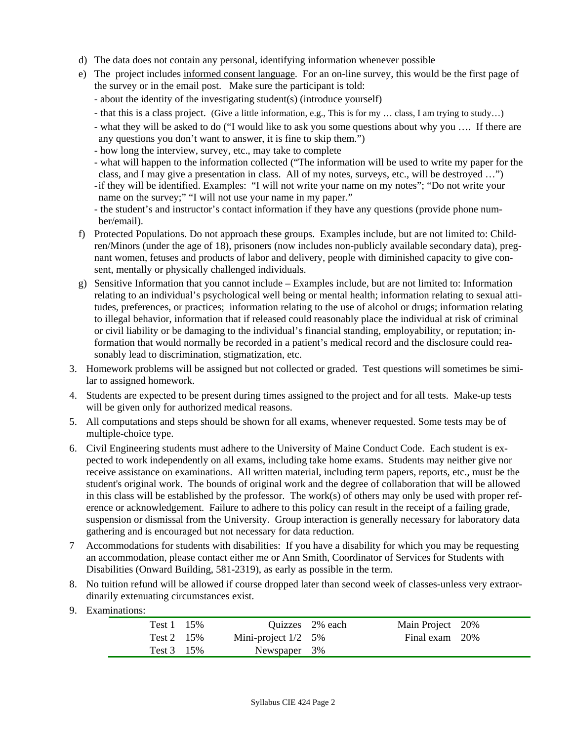d) The data does not contain any personal, identifying information whenever possible

e) The project includes <u>informed consent language</u>. For an on-line survey, this would be the first page of the survey or in the email post. Make sure the participant is told:
   - about the identity of the investigating student(s) (introduce yourself)
   - that this is a class project. (Give a little information, e.g., This is for my … class, I am trying to study…)
   - what they will be asked to do ("I would like to ask you some questions about why you …. If there are any questions you don't want to answer, it is fine to skip them.")
   - how long the interview, survey, etc., may take to complete
   - what will happen to the information collected ("The information will be used to write my paper for the class, and I may give a presentation in class. All of my notes, surveys, etc., will be destroyed …")
   - if they will be identified. Examples: "I will not write your name on my notes"; "Do not write your name on the survey;" "I will not use your name in my paper."
   - the student's and instructor's contact information if they have any questions (provide phone number/email).

f) Protected Populations. Do not approach these groups. Examples include, but are not limited to: Children/Minors (under the age of 18), prisoners (now includes non-publicly available secondary data), pregnant women, fetuses and products of labor and delivery, people with diminished capacity to give consent, mentally or physically challenged individuals.

g) Sensitive Information that you cannot include – Examples include, but are not limited to: Information relating to an individual's psychological well being or mental health; information relating to sexual attitudes, preferences, or practices; information relating to the use of alcohol or drugs; information relating to illegal behavior, information that if released could reasonably place the individual at risk of criminal or civil liability or be damaging to the individual's financial standing, employability, or reputation; information that would normally be recorded in a patient's medical record and the disclosure could reasonably lead to discrimination, stigmatization, etc.

3. Homework problems will be assigned but not collected or graded. Test questions will sometimes be similar to assigned homework.

4. Students are expected to be present during times assigned to the project and for all tests. Make-up tests will be given only for authorized medical reasons.

5. All computations and steps should be shown for all exams, whenever requested. Some tests may be of multiple-choice type.

6. Civil Engineering students must adhere to the University of Maine Conduct Code. Each student is expected to work independently on all exams, including take home exams. Students may neither give nor receive assistance on examinations. All written material, including term papers, reports, etc., must be the student's original work. The bounds of original work and the degree of collaboration that will be allowed in this class will be established by the professor. The work(s) of others may only be used with proper reference or acknowledgement. Failure to adhere to this policy can result in the receipt of a failing grade, suspension or dismissal from the University. Group interaction is generally necessary for laboratory data gathering and is encouraged but not necessary for data reduction.

7. Accommodations for students with disabilities: If you have a disability for which you may be requesting an accommodation, please contact either me or Ann Smith, Coordinator of Services for Students with Disabilities (Onward Building, 581-2319), as early as possible in the term.

8. No tuition refund will be allowed if course dropped later than second week of classes-unless very extraordinarily extenuating circumstances exist.

9. Examinations:

| | | | | | |
|---|---|---|---|---|---|
| Test 1 | 15% | Quizzes | 2% each | Main Project | 20% |
| Test 2 | 15% | Mini-project 1/2 | 5% | Final exam | 20% |
| Test 3 | 15% | Newspaper | 3% | | |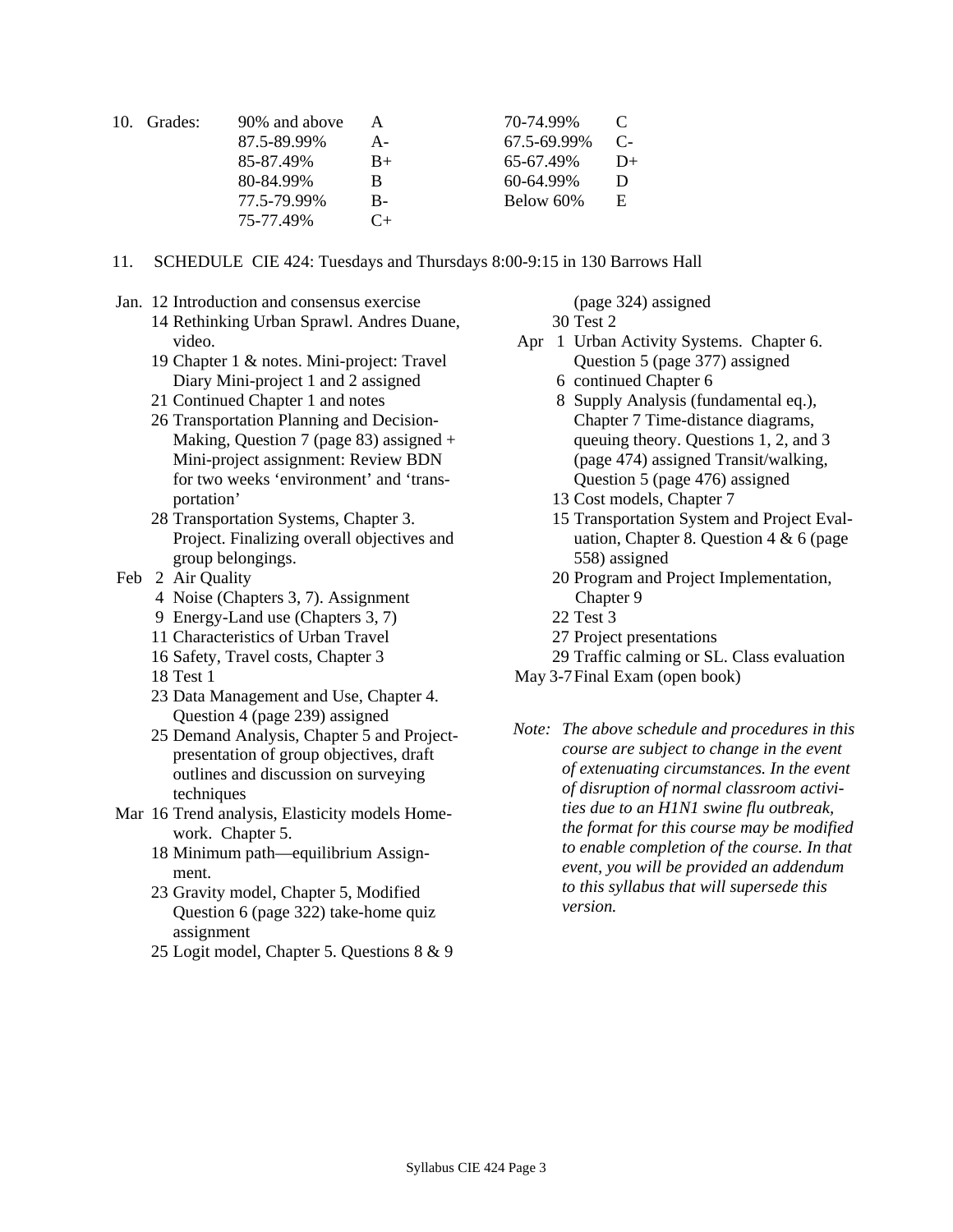10. Grades:

| | | | |
|---|---|---|---|
| 90% and above | A | 70-74.99% | C |
| 87.5-89.99% | A- | 67.5-69.99% | C- |
| 85-87.49% | B+ | 65-67.49% | D+ |
| 80-84.99% | B | 60-64.99% | D |
| 77.5-79.99% | B- | Below 60% | E |
| 75-77.49% | C+ | | |

11. SCHEDULE CIE 424: Tuesdays and Thursdays 8:00-9:15 in 130 Barrows Hall

Jan. 12 Introduction and consensus exercise
- 14 Rethinking Urban Sprawl. Andres Duane, video.
- 19 Chapter 1 & notes. Mini-project: Travel Diary Mini-project 1 and 2 assigned
- 21 Continued Chapter 1 and notes
- 26 Transportation Planning and Decision-Making, Question 7 (page 83) assigned + Mini-project assignment: Review BDN for two weeks 'environment' and 'transportation'
- 28 Transportation Systems, Chapter 3. Project. Finalizing overall objectives and group belongings.

Feb 2 Air Quality
- 4 Noise (Chapters 3, 7). Assignment
- 9 Energy-Land use (Chapters 3, 7)
- 11 Characteristics of Urban Travel
- 16 Safety, Travel costs, Chapter 3
- 18 Test 1
- 23 Data Management and Use, Chapter 4. Question 4 (page 239) assigned
- 25 Demand Analysis, Chapter 5 and Project-presentation of group objectives, draft outlines and discussion on surveying techniques

Mar 16 Trend analysis, Elasticity models Homework. Chapter 5.
- 18 Minimum path—equilibrium Assignment.
- 23 Gravity model, Chapter 5, Modified Question 6 (page 322) take-home quiz assignment
- 25 Logit model, Chapter 5. Questions 8 & 9 (page 324) assigned
- 30 Test 2

Apr 1 Urban Activity Systems. Chapter 6. Question 5 (page 377) assigned
- 6 continued Chapter 6
- 8 Supply Analysis (fundamental eq.), Chapter 7 Time-distance diagrams, queuing theory. Questions 1, 2, and 3 (page 474) assigned Transit/walking, Question 5 (page 476) assigned
- 13 Cost models, Chapter 7
- 15 Transportation System and Project Evaluation, Chapter 8. Question 4 & 6 (page 558) assigned
- 20 Program and Project Implementation, Chapter 9
- 22 Test 3
- 27 Project presentations
- 29 Traffic calming or SL. Class evaluation

May 3-7 Final Exam (open book)

*Note: The above schedule and procedures in this course are subject to change in the event of extenuating circumstances. In the event of disruption of normal classroom activities due to an H1N1 swine flu outbreak, the format for this course may be modified to enable completion of the course. In that event, you will be provided an addendum to this syllabus that will supersede this version.*